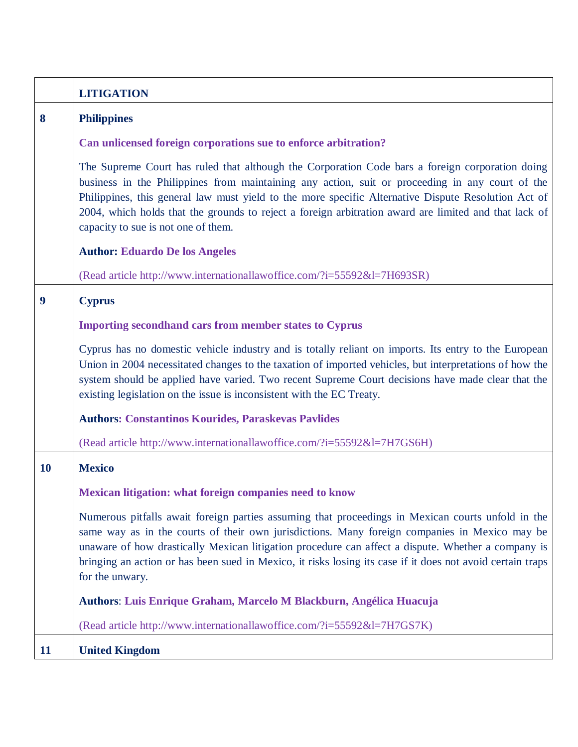| | LITIGATION |
|---|---|
| 8 | **Philippines**<br><br>**Can unlicensed foreign corporations sue to enforce arbitration?**<br><br>The Supreme Court has ruled that although the Corporation Code bars a foreign corporation doing business in the Philippines from maintaining any action, suit or proceeding in any court of the Philippines, this general law must yield to the more specific Alternative Dispute Resolution Act of 2004, which holds that the grounds to reject a foreign arbitration award are limited and that lack of capacity to sue is not one of them.<br><br>**Author: Eduardo De los Angeles**<br><br>(Read article http://www.internationallawoffice.com/?i=55592&l=7H693SR) |
| 9 | **Cyprus**<br><br>**Importing secondhand cars from member states to Cyprus**<br><br>Cyprus has no domestic vehicle industry and is totally reliant on imports. Its entry to the European Union in 2004 necessitated changes to the taxation of imported vehicles, but interpretations of how the system should be applied have varied. Two recent Supreme Court decisions have made clear that the existing legislation on the issue is inconsistent with the EC Treaty.<br><br>**Authors: Constantinos Kourides, Paraskevas Pavlides**<br><br>(Read article http://www.internationallawoffice.com/?i=55592&l=7H7GS6H) |
| 10 | **Mexico**<br><br>**Mexican litigation: what foreign companies need to know**<br><br>Numerous pitfalls await foreign parties assuming that proceedings in Mexican courts unfold in the same way as in the courts of their own jurisdictions. Many foreign companies in Mexico may be unaware of how drastically Mexican litigation procedure can affect a dispute. Whether a company is bringing an action or has been sued in Mexico, it risks losing its case if it does not avoid certain traps for the unwary.<br><br>**Authors: Luis Enrique Graham, Marcelo M Blackburn, Angélica Huacuja**<br><br>(Read article http://www.internationallawoffice.com/?i=55592&l=7H7GS7K) |
| 11 | **United Kingdom** |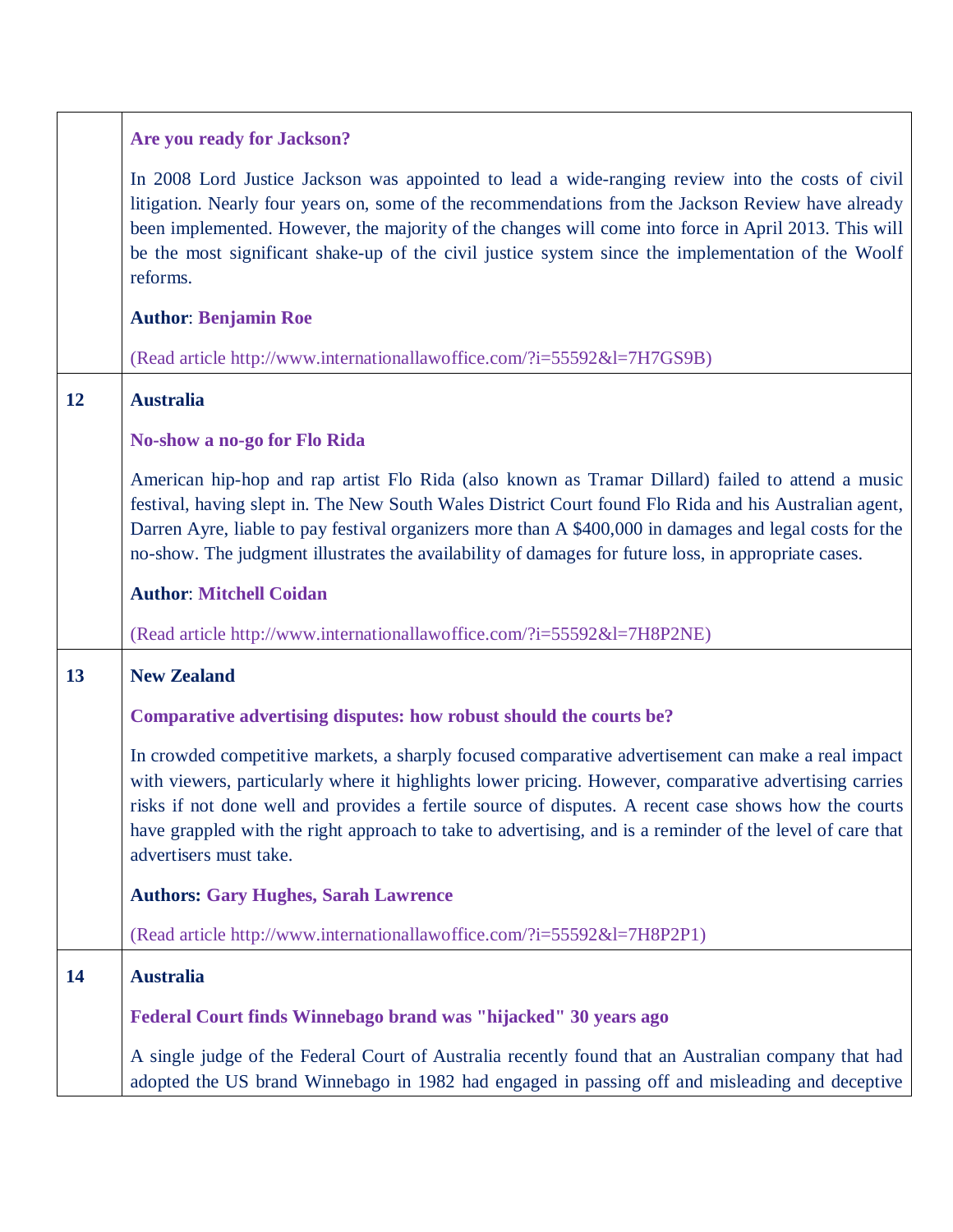| | |
|---|---|
| | **Are you ready for Jackson?**<br><br>In 2008 Lord Justice Jackson was appointed to lead a wide-ranging review into the costs of civil litigation. Nearly four years on, some of the recommendations from the Jackson Review have already been implemented. However, the majority of the changes will come into force in April 2013. This will be the most significant shake-up of the civil justice system since the implementation of the Woolf reforms.<br><br>**Author**: **Benjamin Roe**<br><br>(Read article http://www.internationallawoffice.com/?i=55592&l=7H7GS9B) |
| **12** | **Australia**<br><br>**No-show a no-go for Flo Rida**<br><br>American hip-hop and rap artist Flo Rida (also known as Tramar Dillard) failed to attend a music festival, having slept in. The New South Wales District Court found Flo Rida and his Australian agent, Darren Ayre, liable to pay festival organizers more than A $400,000 in damages and legal costs for the no-show. The judgment illustrates the availability of damages for future loss, in appropriate cases.<br><br>**Author**: **Mitchell Coidan**<br><br>(Read article http://www.internationallawoffice.com/?i=55592&l=7H8P2NE) |
| **13** | **New Zealand**<br><br>**Comparative advertising disputes: how robust should the courts be?**<br><br>In crowded competitive markets, a sharply focused comparative advertisement can make a real impact with viewers, particularly where it highlights lower pricing. However, comparative advertising carries risks if not done well and provides a fertile source of disputes. A recent case shows how the courts have grappled with the right approach to take to advertising, and is a reminder of the level of care that advertisers must take.<br><br>**Authors: Gary Hughes, Sarah Lawrence**<br><br>(Read article http://www.internationallawoffice.com/?i=55592&l=7H8P2P1) |
| **14** | **Australia**<br><br>**Federal Court finds Winnebago brand was "hijacked" 30 years ago**<br><br>A single judge of the Federal Court of Australia recently found that an Australian company that had adopted the US brand Winnebago in 1982 had engaged in passing off and misleading and deceptive |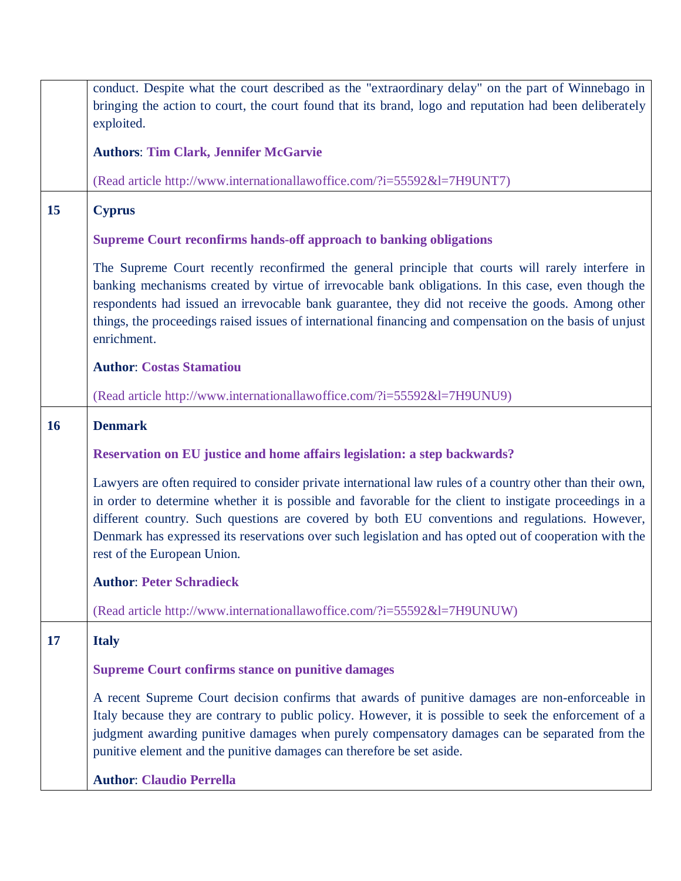| | |
|---|---|
| | conduct. Despite what the court described as the "extraordinary delay" on the part of Winnebago in bringing the action to court, the court found that its brand, logo and reputation had been deliberately exploited.<br><br>**Authors**: **Tim Clark, Jennifer McGarvie**<br><br>(Read article http://www.internationallawoffice.com/?i=55592&l=7H9UNT7) |
| **15** | **Cyprus**<br><br>**Supreme Court reconfirms hands-off approach to banking obligations**<br><br>The Supreme Court recently reconfirmed the general principle that courts will rarely interfere in banking mechanisms created by virtue of irrevocable bank obligations. In this case, even though the respondents had issued an irrevocable bank guarantee, they did not receive the goods. Among other things, the proceedings raised issues of international financing and compensation on the basis of unjust enrichment.<br><br>**Author**: **Costas Stamatiou**<br><br>(Read article http://www.internationallawoffice.com/?i=55592&l=7H9UNU9) |
| **16** | **Denmark**<br><br>**Reservation on EU justice and home affairs legislation: a step backwards?**<br><br>Lawyers are often required to consider private international law rules of a country other than their own, in order to determine whether it is possible and favorable for the client to instigate proceedings in a different country. Such questions are covered by both EU conventions and regulations. However, Denmark has expressed its reservations over such legislation and has opted out of cooperation with the rest of the European Union.<br><br>**Author**: **Peter Schradieck**<br><br>(Read article http://www.internationallawoffice.com/?i=55592&l=7H9UNUW) |
| **17** | **Italy**<br><br>**Supreme Court confirms stance on punitive damages**<br><br>A recent Supreme Court decision confirms that awards of punitive damages are non-enforceable in Italy because they are contrary to public policy. However, it is possible to seek the enforcement of a judgment awarding punitive damages when purely compensatory damages can be separated from the punitive element and the punitive damages can therefore be set aside.<br><br>**Author**: **Claudio Perrella** |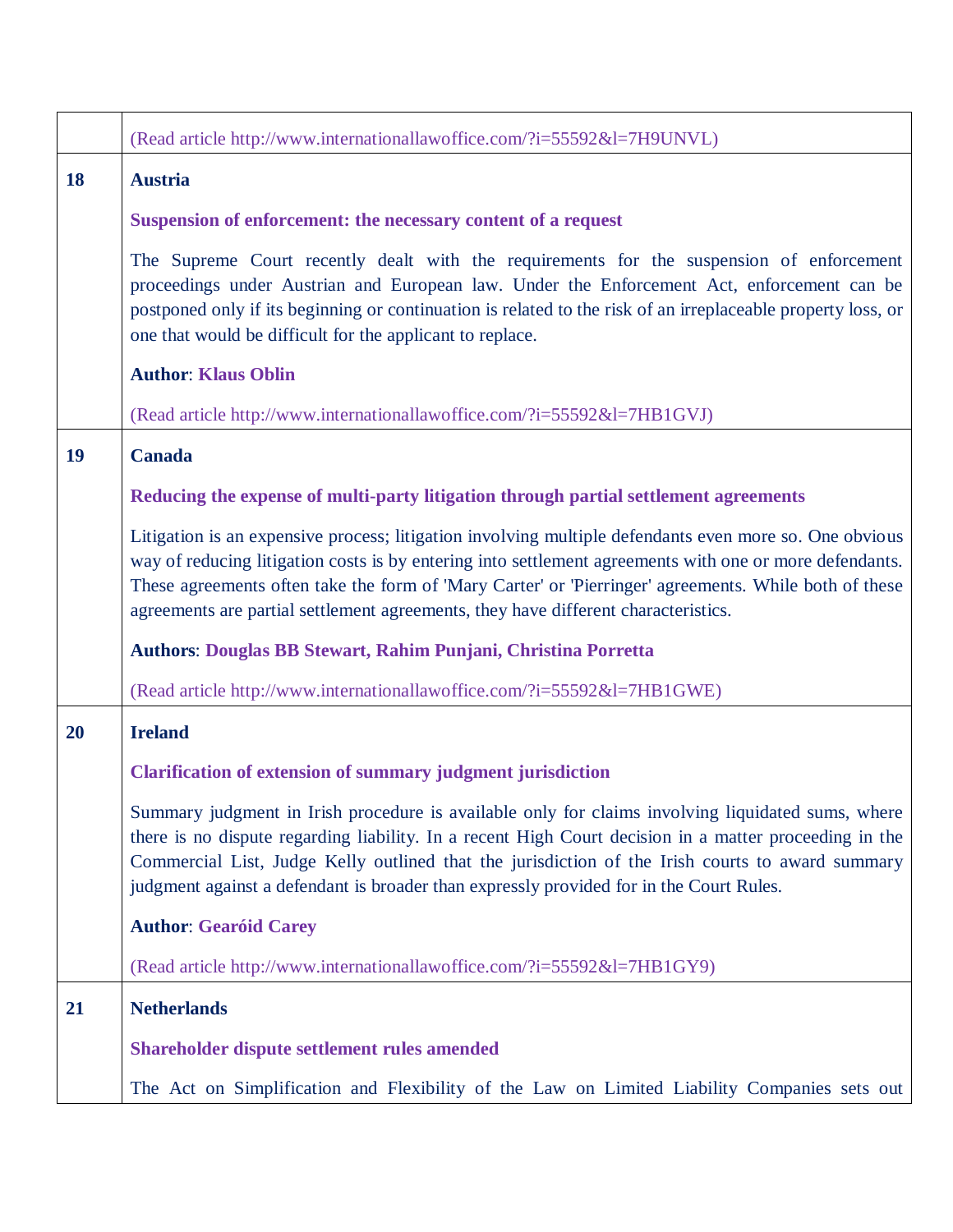| | |
|---|---|
| | (Read article http://www.internationallawoffice.com/?i=55592&l=7H9UNVL) |
| **18** | **Austria**<br><br>**Suspension of enforcement: the necessary content of a request**<br><br>The Supreme Court recently dealt with the requirements for the suspension of enforcement proceedings under Austrian and European law. Under the Enforcement Act, enforcement can be postponed only if its beginning or continuation is related to the risk of an irreplaceable property loss, or one that would be difficult for the applicant to replace.<br><br>**Author**: **Klaus Oblin**<br><br>(Read article http://www.internationallawoffice.com/?i=55592&l=7HB1GVJ) |
| **19** | **Canada**<br><br>**Reducing the expense of multi-party litigation through partial settlement agreements**<br><br>Litigation is an expensive process; litigation involving multiple defendants even more so. One obvious way of reducing litigation costs is by entering into settlement agreements with one or more defendants. These agreements often take the form of 'Mary Carter' or 'Pierringer' agreements. While both of these agreements are partial settlement agreements, they have different characteristics.<br><br>**Authors**: **Douglas BB Stewart, Rahim Punjani, Christina Porretta**<br><br>(Read article http://www.internationallawoffice.com/?i=55592&l=7HB1GWE) |
| **20** | **Ireland**<br><br>**Clarification of extension of summary judgment jurisdiction**<br><br>Summary judgment in Irish procedure is available only for claims involving liquidated sums, where there is no dispute regarding liability. In a recent High Court decision in a matter proceeding in the Commercial List, Judge Kelly outlined that the jurisdiction of the Irish courts to award summary judgment against a defendant is broader than expressly provided for in the Court Rules.<br><br>**Author**: **Gearóid Carey**<br><br>(Read article http://www.internationallawoffice.com/?i=55592&l=7HB1GY9) |
| **21** | **Netherlands**<br><br>**Shareholder dispute settlement rules amended**<br><br>The Act on Simplification and Flexibility of the Law on Limited Liability Companies sets out |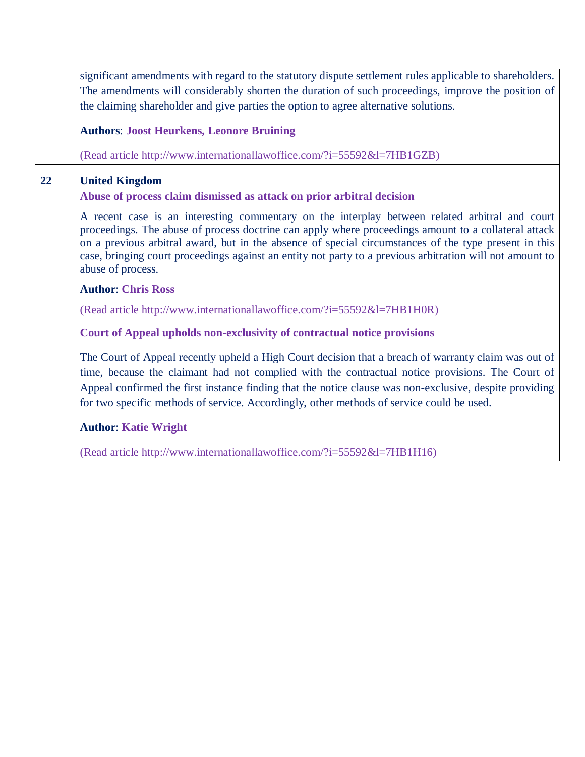| | |
|---|---|
| | significant amendments with regard to the statutory dispute settlement rules applicable to shareholders. The amendments will considerably shorten the duration of such proceedings, improve the position of the claiming shareholder and give parties the option to agree alternative solutions.<br><br>**Authors**: **Joost Heurkens, Leonore Bruining**<br><br>(Read article http://www.internationallawoffice.com/?i=55592&l=7HB1GZB) |
| **22** | **United Kingdom**<br>**Abuse of process claim dismissed as attack on prior arbitral decision**<br><br>A recent case is an interesting commentary on the interplay between related arbitral and court proceedings. The abuse of process doctrine can apply where proceedings amount to a collateral attack on a previous arbitral award, but in the absence of special circumstances of the type present in this case, bringing court proceedings against an entity not party to a previous arbitration will not amount to abuse of process.<br><br>**Author**: **Chris Ross**<br><br>(Read article http://www.internationallawoffice.com/?i=55592&l=7HB1H0R)<br><br>**Court of Appeal upholds non-exclusivity of contractual notice provisions**<br><br>The Court of Appeal recently upheld a High Court decision that a breach of warranty claim was out of time, because the claimant had not complied with the contractual notice provisions. The Court of Appeal confirmed the first instance finding that the notice clause was non-exclusive, despite providing for two specific methods of service. Accordingly, other methods of service could be used.<br><br>**Author**: **Katie Wright**<br><br>(Read article http://www.internationallawoffice.com/?i=55592&l=7HB1H16) |